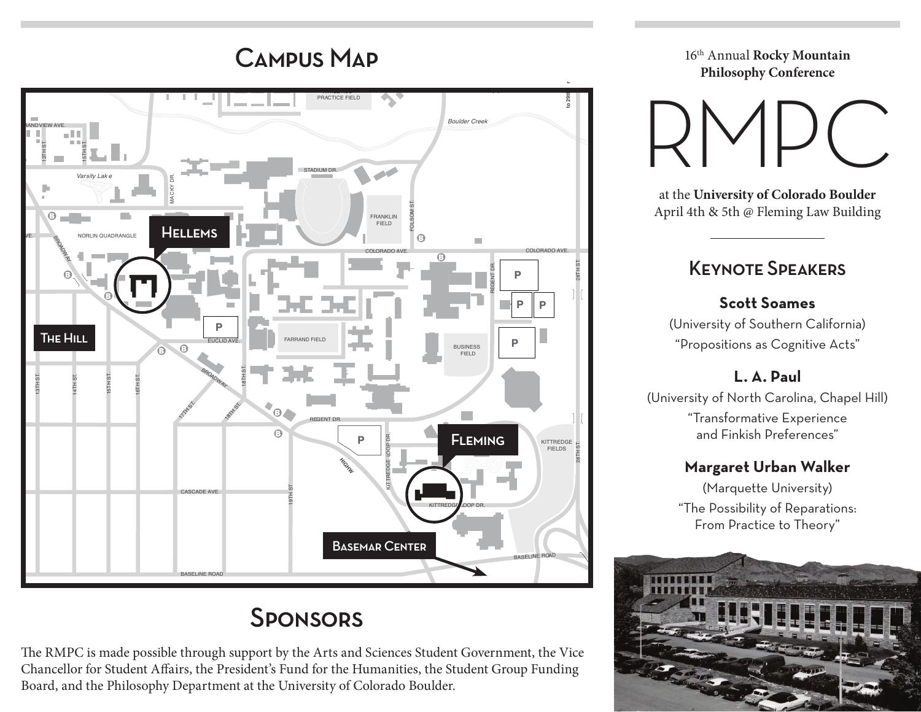# Campus Map

Hellems

The Hill

Fleming

Basemar Center

# Sponsors

The RMPC is made possible through support by the Arts and Sciences Student Government, the Vice Chancellor for Student Affairs, the President's Fund for the Humanities, the Student Group Funding Board, and the Philosophy Department at the University of Colorado Boulder.

16th Annual **Rocky Mountain Philosophy Conference**

# RMPC

at the **University of Colorado Boulder**
April 4th & 5th @ Fleming Law Building

## Keynote Speakers

### Scott Soames

(University of Southern California)
"Propositions as Cognitive Acts"

### L. A. Paul

(University of North Carolina, Chapel Hill)
"Transformative Experience and Finkish Preferences"

### Margaret Urban Walker

(Marquette University)
"The Possibility of Reparations: From Practice to Theory"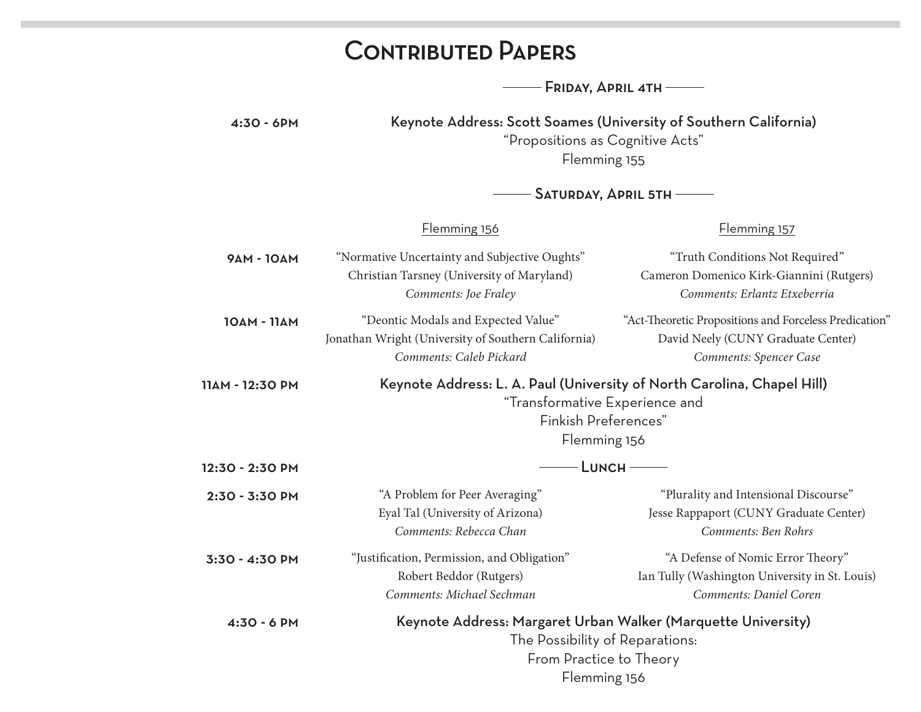# Contributed Papers

### Friday, April 4th

**4:30 - 6PM**

**Keynote Address: Scott Soames (University of Southern California)**
"Propositions as Cognitive Acts"
Flemming 155

### Saturday, April 5th

| | Flemming 156 | Flemming 157 |
|---|---|---|
| **9AM - 10AM** | "Normative Uncertainty and Subjective Oughts"<br>Christian Tarsney (University of Maryland)<br>*Comments: Joe Fraley* | "Truth Conditions Not Required"<br>Cameron Domenico Kirk-Giannini (Rutgers)<br>*Comments: Erlantz Etxeberria* |
| **10AM - 11AM** | "Deontic Modals and Expected Value"<br>Jonathan Wright (University of Southern California)<br>*Comments: Caleb Pickard* | "Act-Theoretic Propositions and Forceless Predication"<br>David Neely (CUNY Graduate Center)<br>*Comments: Spencer Case* |

**11AM - 12:30 PM**

**Keynote Address: L. A. Paul (University of North Carolina, Chapel Hill)**
"Transformative Experience and Finkish Preferences"
Flemming 156

**12:30 - 2:30 PM** — **Lunch**

| | Flemming 156 | Flemming 157 |
|---|---|---|
| **2:30 - 3:30 PM** | "A Problem for Peer Averaging"<br>Eyal Tal (University of Arizona)<br>*Comments: Rebecca Chan* | "Plurality and Intensional Discourse"<br>Jesse Rappaport (CUNY Graduate Center)<br>*Comments: Ben Rohrs* |
| **3:30 - 4:30 PM** | "Justification, Permission, and Obligation"<br>Robert Beddor (Rutgers)<br>*Comments: Michael Sechman* | "A Defense of Nomic Error Theory"<br>Ian Tully (Washington University in St. Louis)<br>*Comments: Daniel Coren* |

**4:30 - 6 PM**

**Keynote Address: Margaret Urban Walker (Marquette University)**
The Possibility of Reparations: From Practice to Theory
Flemming 156